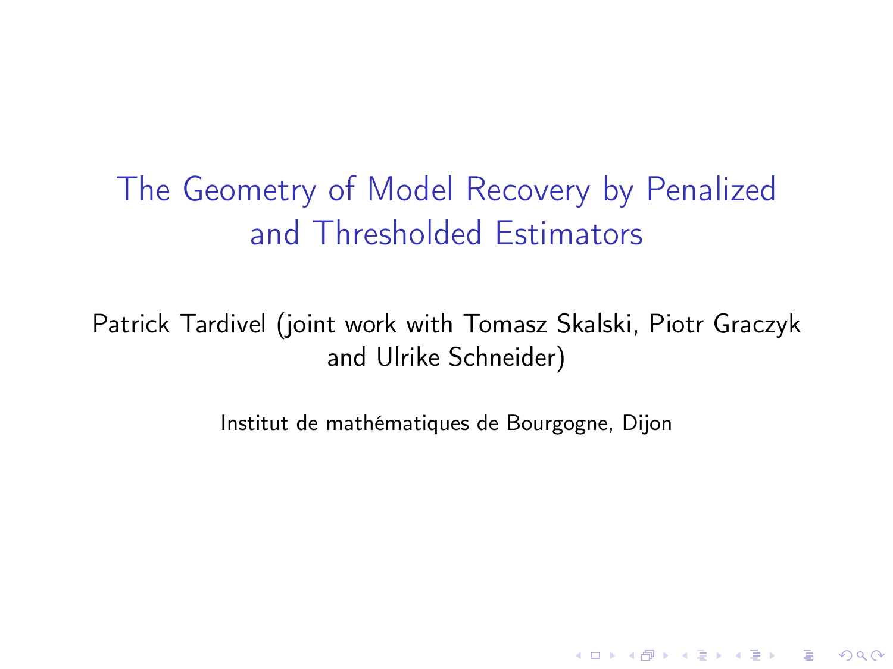# The Geometry of Model Recovery by Penalized and Thresholded Estimators

Patrick Tardivel (joint work with Tomasz Skalski, Piotr Graczyk and Ulrike Schneider)

Institut de mathématiques de Bourgogne, Dijon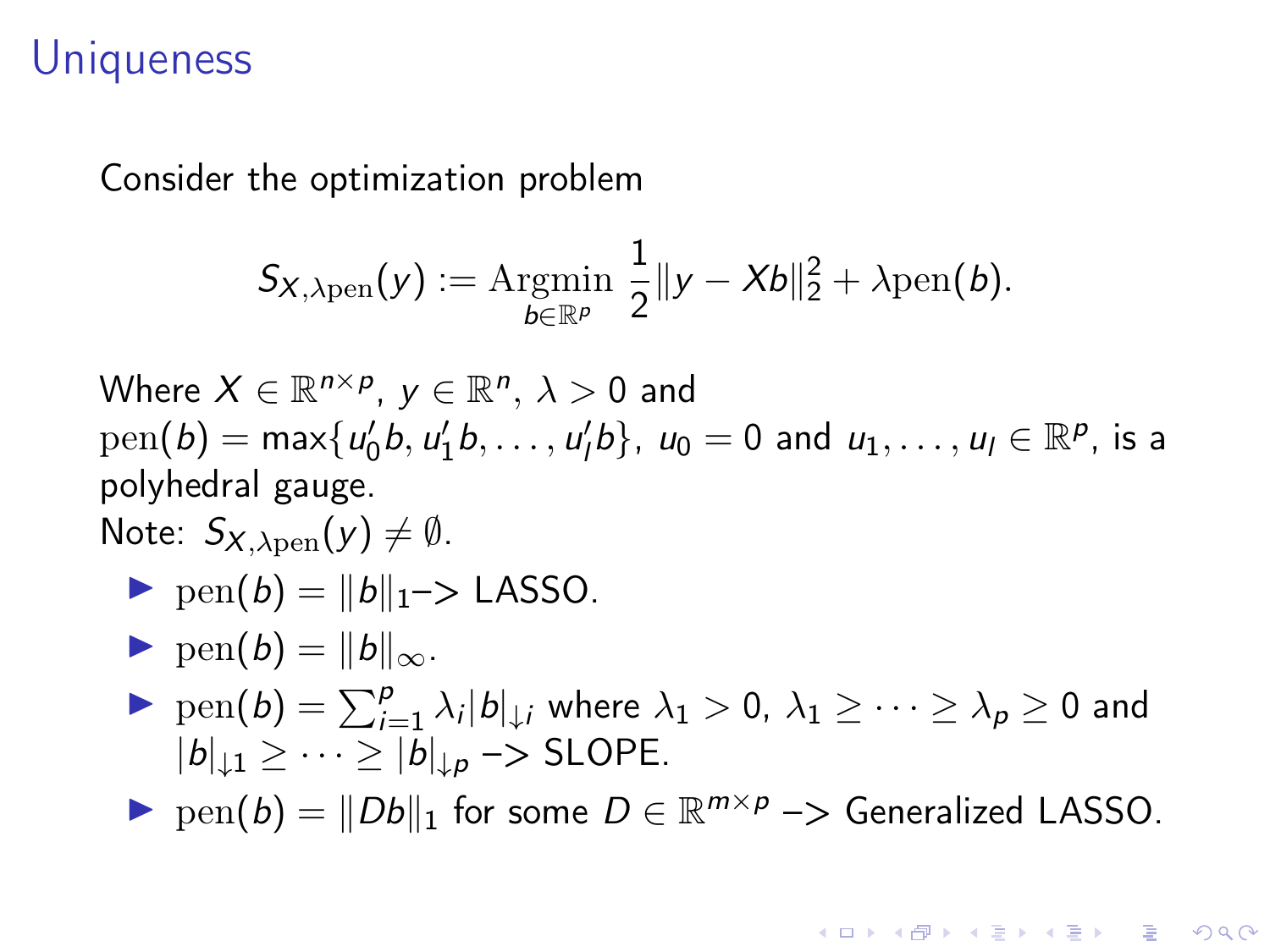# Uniqueness

Consider the optimization problem

$$S_{X,\lambda \mathrm{pen}}(y) := \underset{b \in \mathbb{R}^p}{\mathrm{Argmin}} \ \frac{1}{2}\|y - Xb\|_2^2 + \lambda \mathrm{pen}(b).$$

Where $X \in \mathbb{R}^{n \times p}$, $y \in \mathbb{R}^n$, $\lambda > 0$ and $\mathrm{pen}(b) = \max\{u_0' b, u_1' b, \ldots, u_l' b\}$, $u_0 = 0$ and $u_1, \ldots, u_l \in \mathbb{R}^p$, is a polyhedral gauge.
Note: $S_{X,\lambda \mathrm{pen}}(y) \neq \emptyset$.

- $\mathrm{pen}(b) = \|b\|_1$–> LASSO.
- $\mathrm{pen}(b) = \|b\|_\infty$.
- $\mathrm{pen}(b) = \sum_{i=1}^{p} \lambda_i |b|_{\downarrow i}$ where $\lambda_1 > 0$, $\lambda_1 \geq \cdots \geq \lambda_p \geq 0$ and $|b|_{\downarrow 1} \geq \cdots \geq |b|_{\downarrow p}$ –> SLOPE.
- $\mathrm{pen}(b) = \|Db\|_1$ for some $D \in \mathbb{R}^{m \times p}$ –> Generalized LASSO.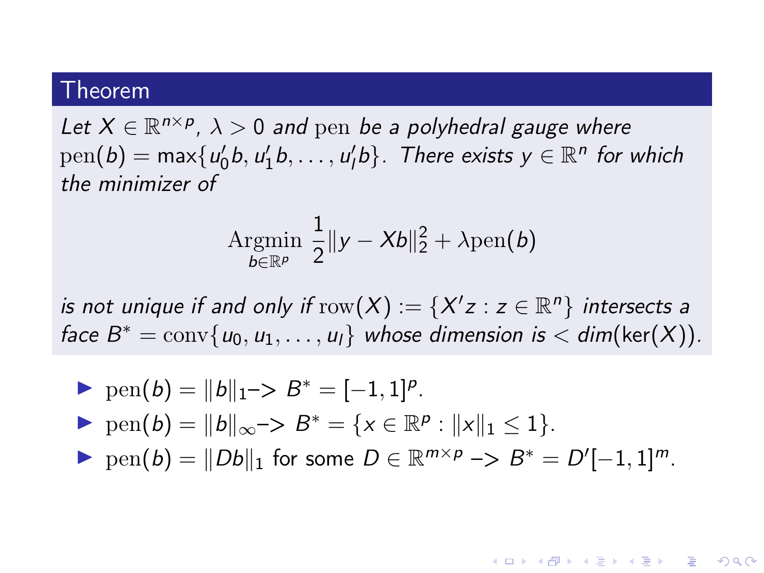**Theorem**

*Let $X \in \mathbb{R}^{n\times p}$, $\lambda > 0$ and $\mathrm{pen}$ be a polyhedral gauge where $\mathrm{pen}(b) = \max\{u_0'b, u_1'b, \ldots, u_l'b\}$. There exists $y \in \mathbb{R}^n$ for which the minimizer of*

$$\operatorname*{Argmin}_{b\in\mathbb{R}^p} \frac{1}{2}\|y - Xb\|_2^2 + \lambda \mathrm{pen}(b)$$

*is not unique if and only if $\mathrm{row}(X) := \{X'z : z \in \mathbb{R}^n\}$ intersects a face $B^* = \mathrm{conv}\{u_0, u_1, \ldots, u_l\}$ whose dimension is $< \dim(\ker(X))$.*

- $\mathrm{pen}(b) = \|b\|_1$-> $B^* = [-1, 1]^p$.
- $\mathrm{pen}(b) = \|b\|_\infty$-> $B^* = \{x \in \mathbb{R}^p : \|x\|_1 \leq 1\}$.
- $\mathrm{pen}(b) = \|Db\|_1$ for some $D \in \mathbb{R}^{m\times p}$ -> $B^* = D'[-1, 1]^m$.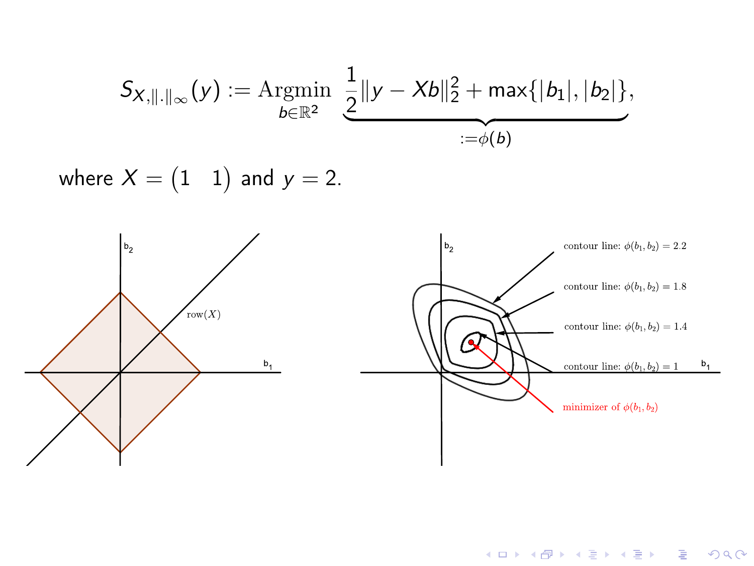$$S_{X,\|.\|_\infty}(y) := \underset{b\in\mathbb{R}^2}{\text{Argmin}} \underbrace{\frac{1}{2}\|y - Xb\|_2^2 + \max\{|b_1|,|b_2|\}}_{:=\phi(b)},$$

where $X = \begin{pmatrix} 1 & 1 \end{pmatrix}$ and $y = 2$.

b$_2$

row($X$)

b$_1$

b$_2$

contour line: $\phi(b_1, b_2) = 2.2$

contour line: $\phi(b_1, b_2) = 1.8$

contour line: $\phi(b_1, b_2) = 1.4$

contour line: $\phi(b_1, b_2) = 1$

b$_1$

minimizer of $\phi(b_1, b_2)$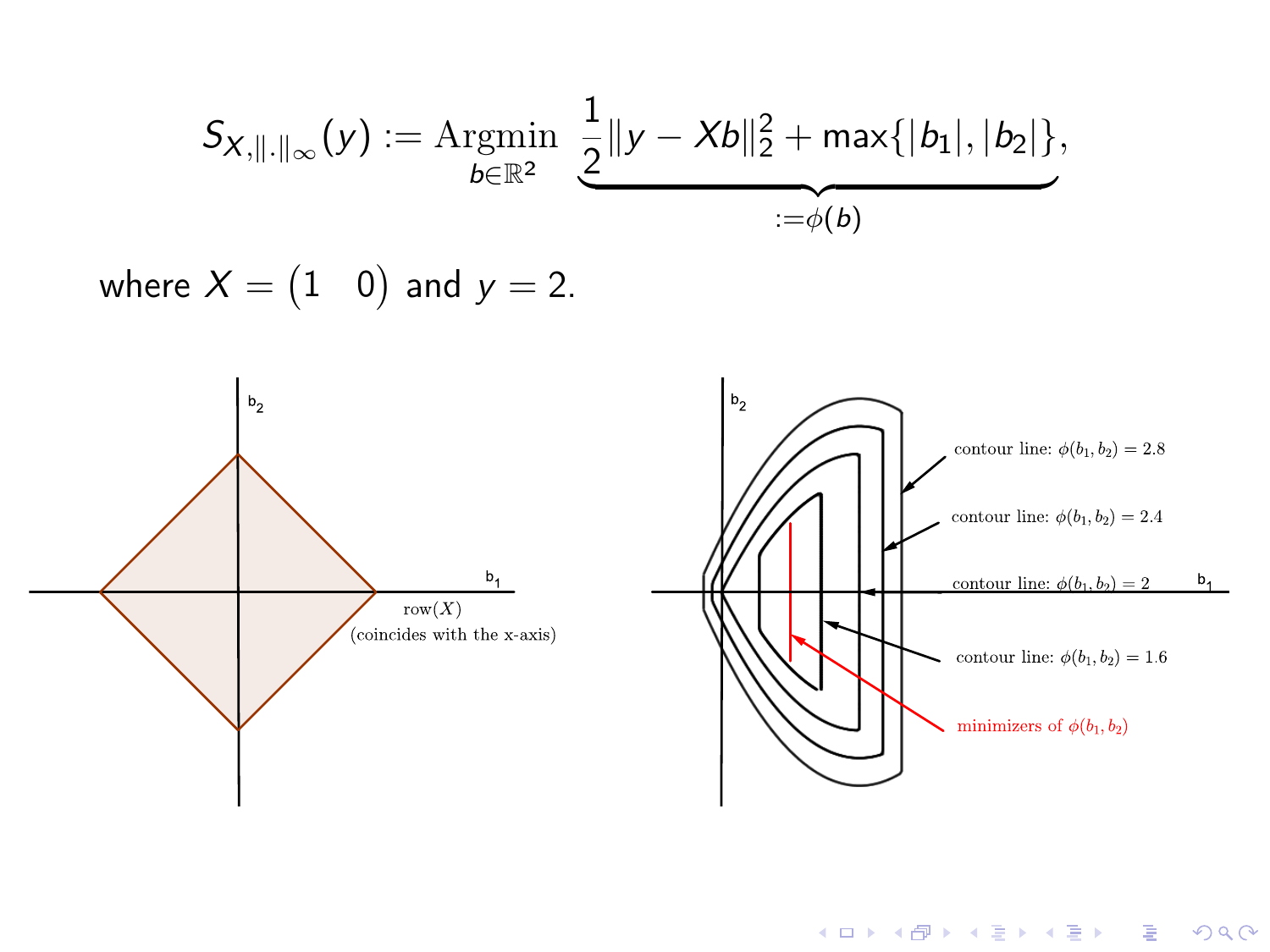$$S_{X,\|.\|_\infty}(y) := \underset{b\in\mathbb{R}^2}{\text{Argmin}} \ \underbrace{\frac{1}{2}\|y - Xb\|_2^2 + \max\{|b_1|, |b_2|\}}_{:=\phi(b)},$$

where $X = \begin{pmatrix} 1 & 0 \end{pmatrix}$ and $y = 2$.

$b_2$

$b_1$

row($X$)
(coincides with the x-axis)

$b_2$

$b_1$

contour line: $\phi(b_1, b_2) = 2.8$

contour line: $\phi(b_1, b_2) = 2.4$

contour line: $\phi(b_1, b_2) = 2$

contour line: $\phi(b_1, b_2) = 1.6$

minimizers of $\phi(b_1, b_2)$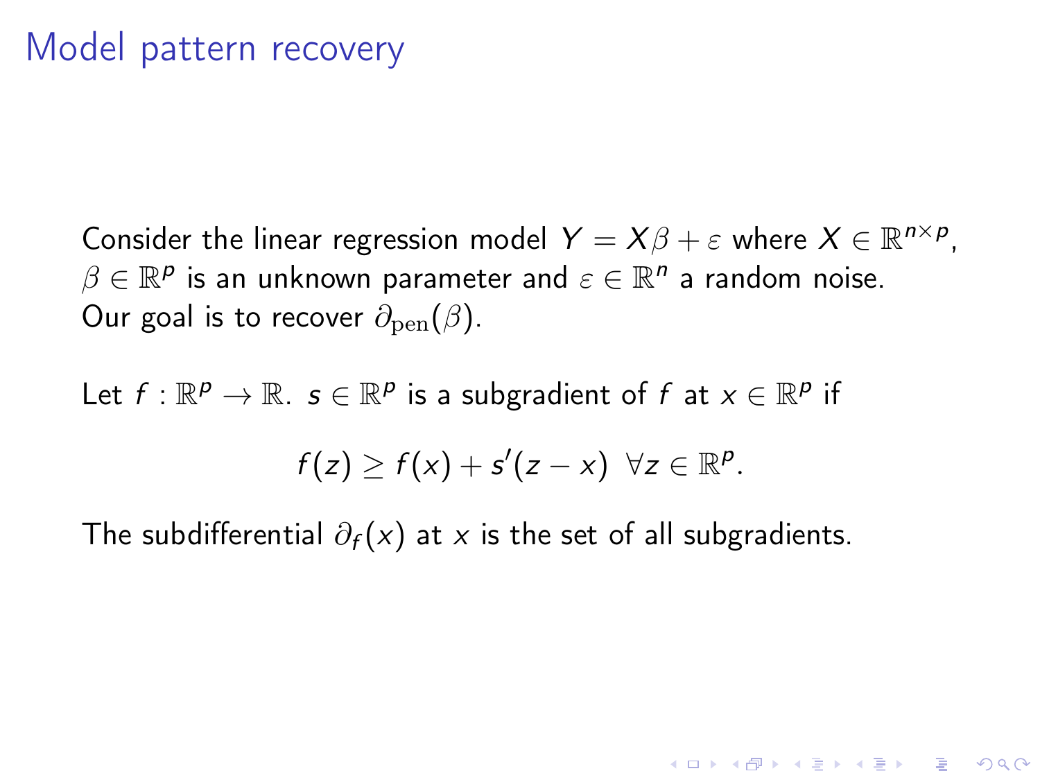# Model pattern recovery

Consider the linear regression model $Y = X\beta + \varepsilon$ where $X \in \mathbb{R}^{n \times p}$, $\beta \in \mathbb{R}^p$ is an unknown parameter and $\varepsilon \in \mathbb{R}^n$ a random noise. Our goal is to recover $\partial_{\text{pen}}(\beta)$.

Let $f : \mathbb{R}^p \to \mathbb{R}$. $s \in \mathbb{R}^p$ is a subgradient of $f$ at $x \in \mathbb{R}^p$ if

$$f(z) \geq f(x) + s'(z - x) \;\; \forall z \in \mathbb{R}^p.$$

The subdifferential $\partial_f(x)$ at $x$ is the set of all subgradients.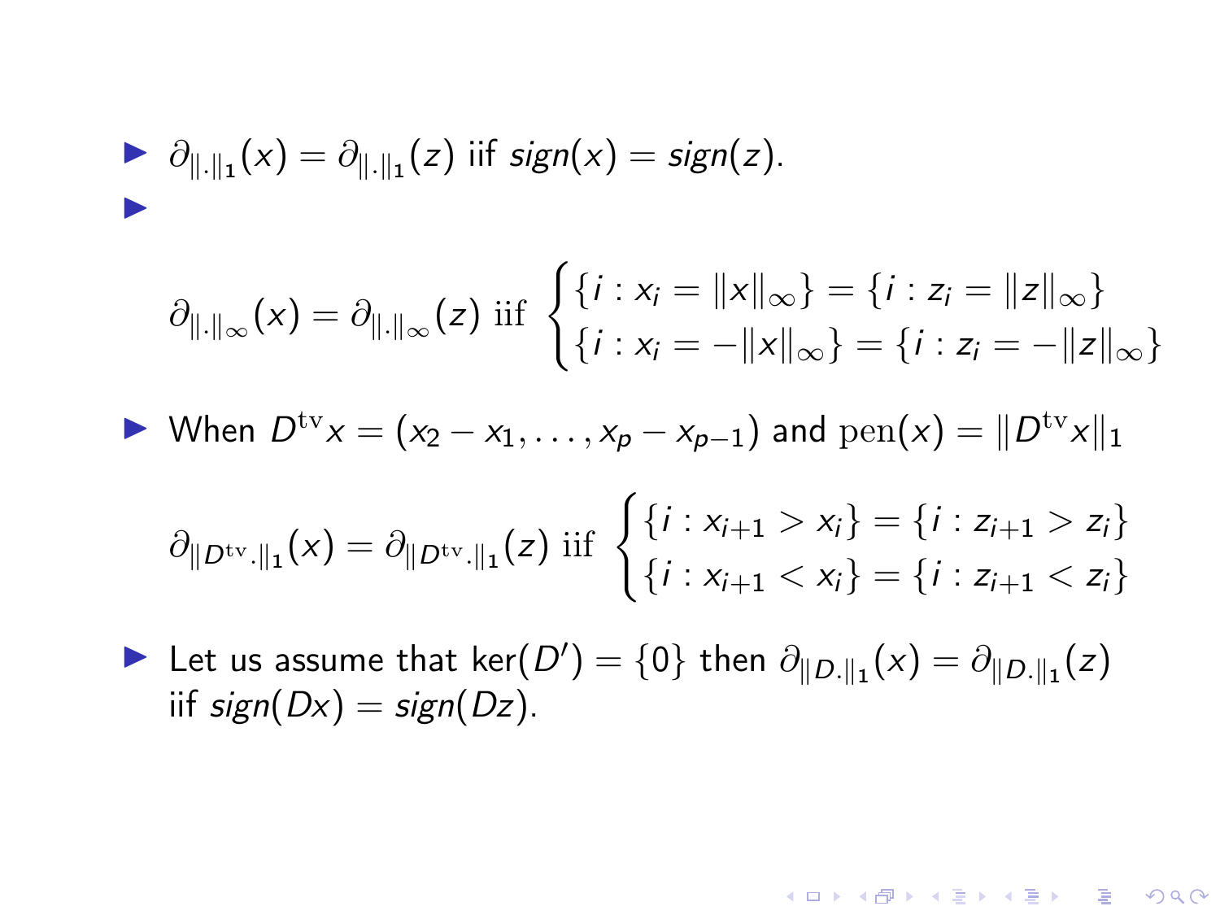- $\partial_{\|.\|_1}(x) = \partial_{\|.\|_1}(z)$ iif $sign(x) = sign(z)$.
- $$\partial_{\|.\|_\infty}(x) = \partial_{\|.\|_\infty}(z) \text{ iif } \begin{cases} \{i : x_i = \|x\|_\infty\} = \{i : z_i = \|z\|_\infty\} \\ \{i : x_i = -\|x\|_\infty\} = \{i : z_i = -\|z\|_\infty\} \end{cases}$$
- When $D^{\mathrm{tv}}x = (x_2 - x_1, \ldots, x_p - x_{p-1})$ and $\mathrm{pen}(x) = \|D^{\mathrm{tv}}x\|_1$
  $$\partial_{\|D^{\mathrm{tv}}.\|_1}(x) = \partial_{\|D^{\mathrm{tv}}.\|_1}(z) \text{ iif } \begin{cases} \{i : x_{i+1} > x_i\} = \{i : z_{i+1} > z_i\} \\ \{i : x_{i+1} < x_i\} = \{i : z_{i+1} < z_i\} \end{cases}$$
- Let us assume that $\ker(D') = \{0\}$ then $\partial_{\|D.\|_1}(x) = \partial_{\|D.\|_1}(z)$ iif $sign(Dx) = sign(Dz)$.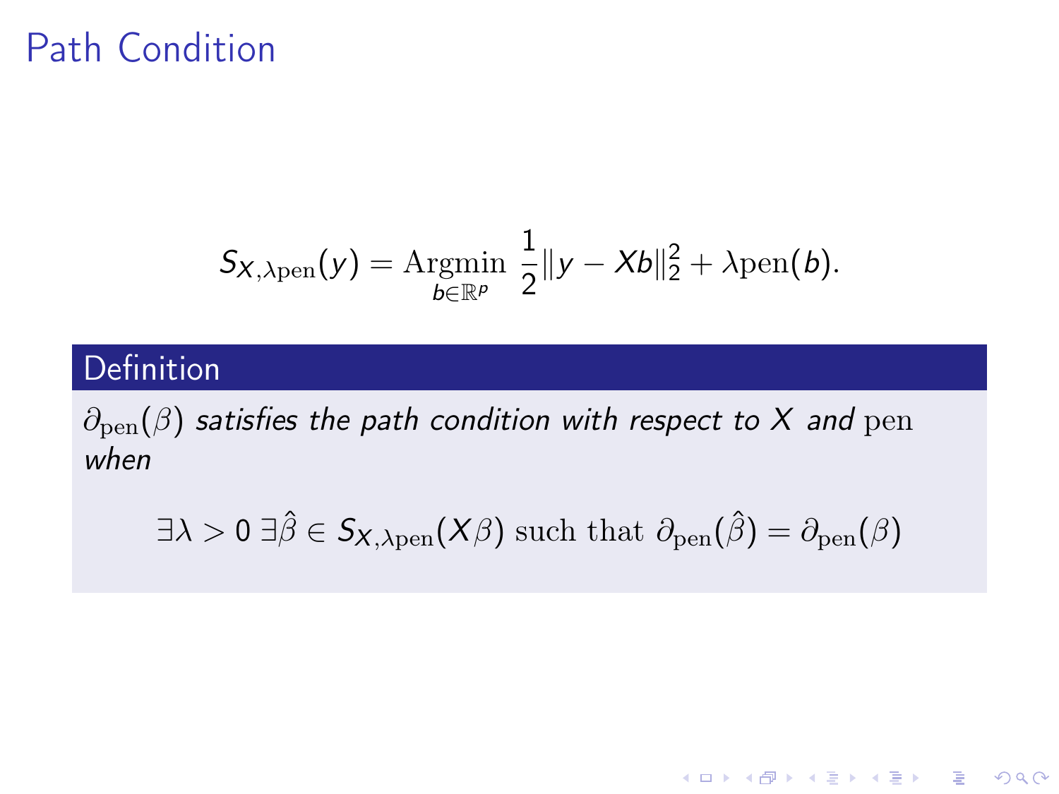# Path Condition

$$S_{X,\lambda \mathrm{pen}}(y) = \underset{b \in \mathbb{R}^p}{\mathrm{Argmin}} \ \frac{1}{2}\|y - Xb\|_2^2 + \lambda \mathrm{pen}(b).$$

**Definition**

$\partial_{\mathrm{pen}}(\beta)$ *satisfies the path condition with respect to* $X$ *and* pen *when*

$$\exists \lambda > 0 \ \exists \hat{\beta} \in S_{X,\lambda \mathrm{pen}}(X\beta) \text{ such that } \partial_{\mathrm{pen}}(\hat{\beta}) = \partial_{\mathrm{pen}}(\beta)$$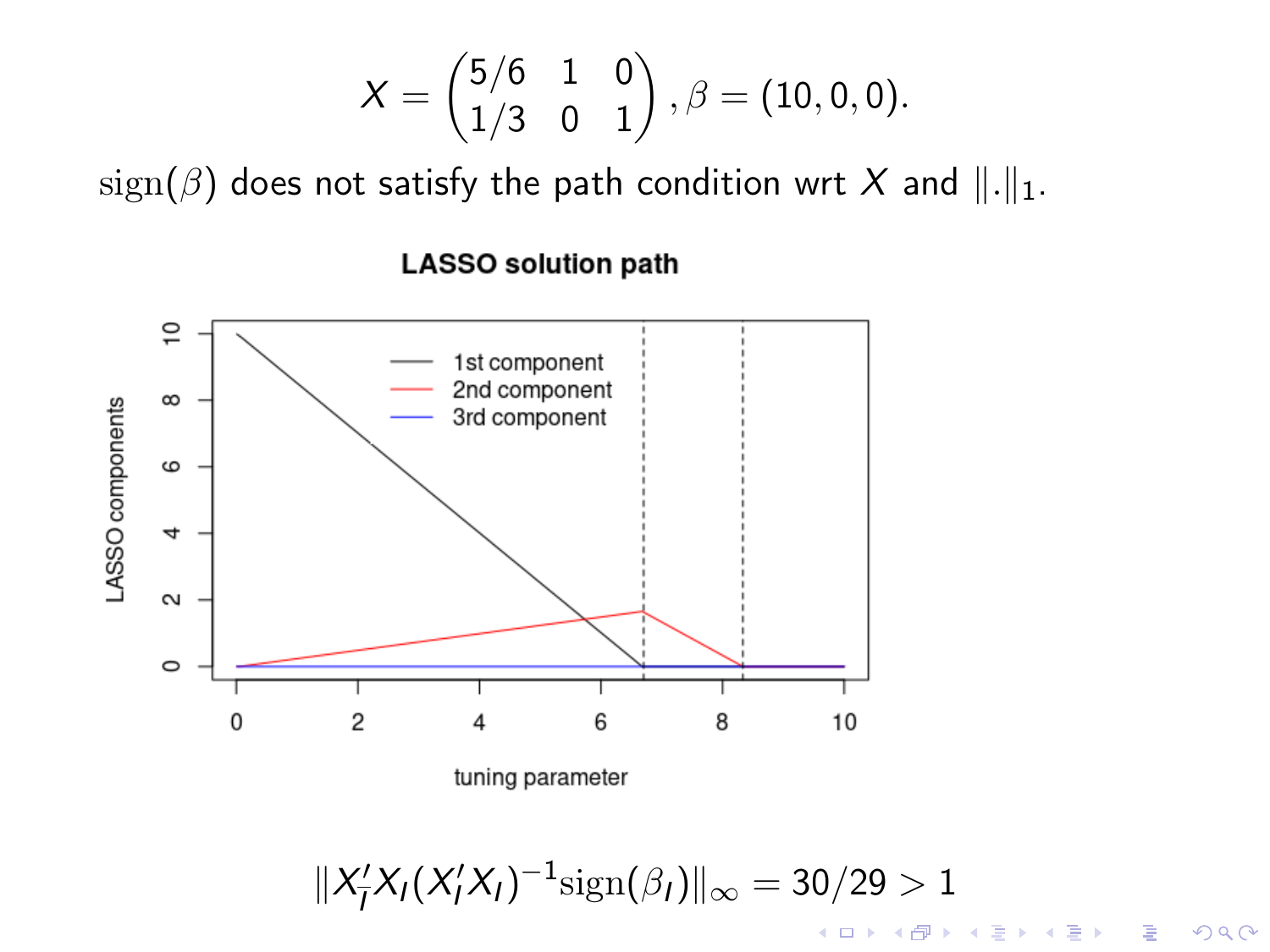$$X = \begin{pmatrix} 5/6 & 1 & 0 \\ 1/3 & 0 & 1 \end{pmatrix}, \beta = (10, 0, 0).$$

$\text{sign}(\beta)$ does not satisfy the path condition wrt $X$ and $\|.\|_1$.

**LASSO solution path**

$$\|X_{\bar{I}}' X_I (X_I' X_I)^{-1} \text{sign}(\beta_I)\|_\infty = 30/29 > 1$$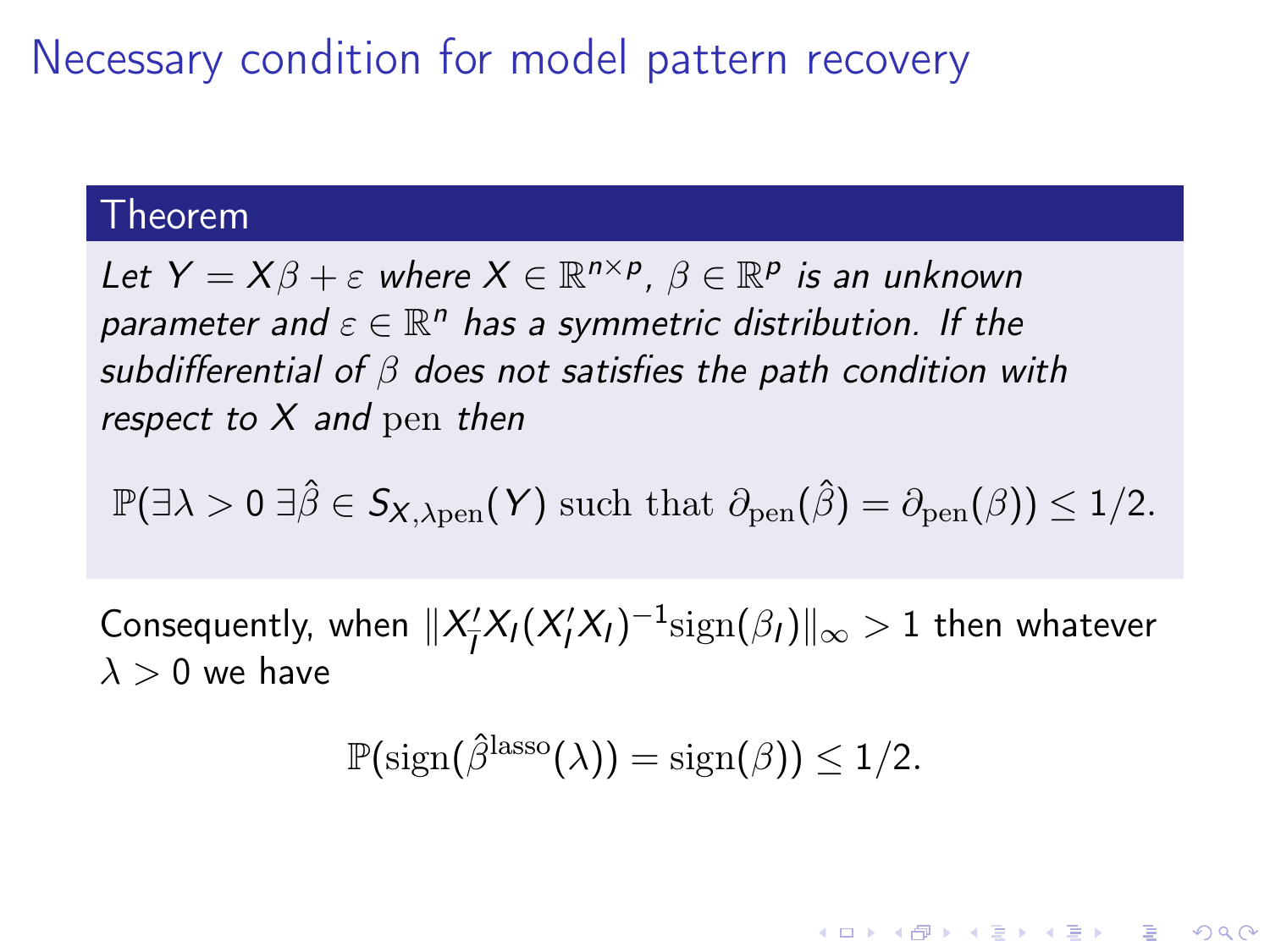# Necessary condition for model pattern recovery

**Theorem**

*Let $Y = X\beta + \varepsilon$ where $X \in \mathbb{R}^{n\times p}$, $\beta \in \mathbb{R}^p$ is an unknown parameter and $\varepsilon \in \mathbb{R}^n$ has a symmetric distribution. If the subdifferential of $\beta$ does not satisfies the path condition with respect to $X$ and $\mathrm{pen}$ then*

$$\mathbb{P}(\exists\lambda > 0 \; \exists\hat{\beta} \in S_{X,\lambda\mathrm{pen}}(Y) \text{ such that } \partial_{\mathrm{pen}}(\hat{\beta}) = \partial_{\mathrm{pen}}(\beta)) \leq 1/2.$$

Consequently, when $\|X_{\bar{I}}'X_I(X_I'X_I)^{-1}\mathrm{sign}(\beta_I)\|_\infty > 1$ then whatever $\lambda > 0$ we have

$$\mathbb{P}(\mathrm{sign}(\hat{\beta}^{\mathrm{lasso}}(\lambda)) = \mathrm{sign}(\beta)) \leq 1/2.$$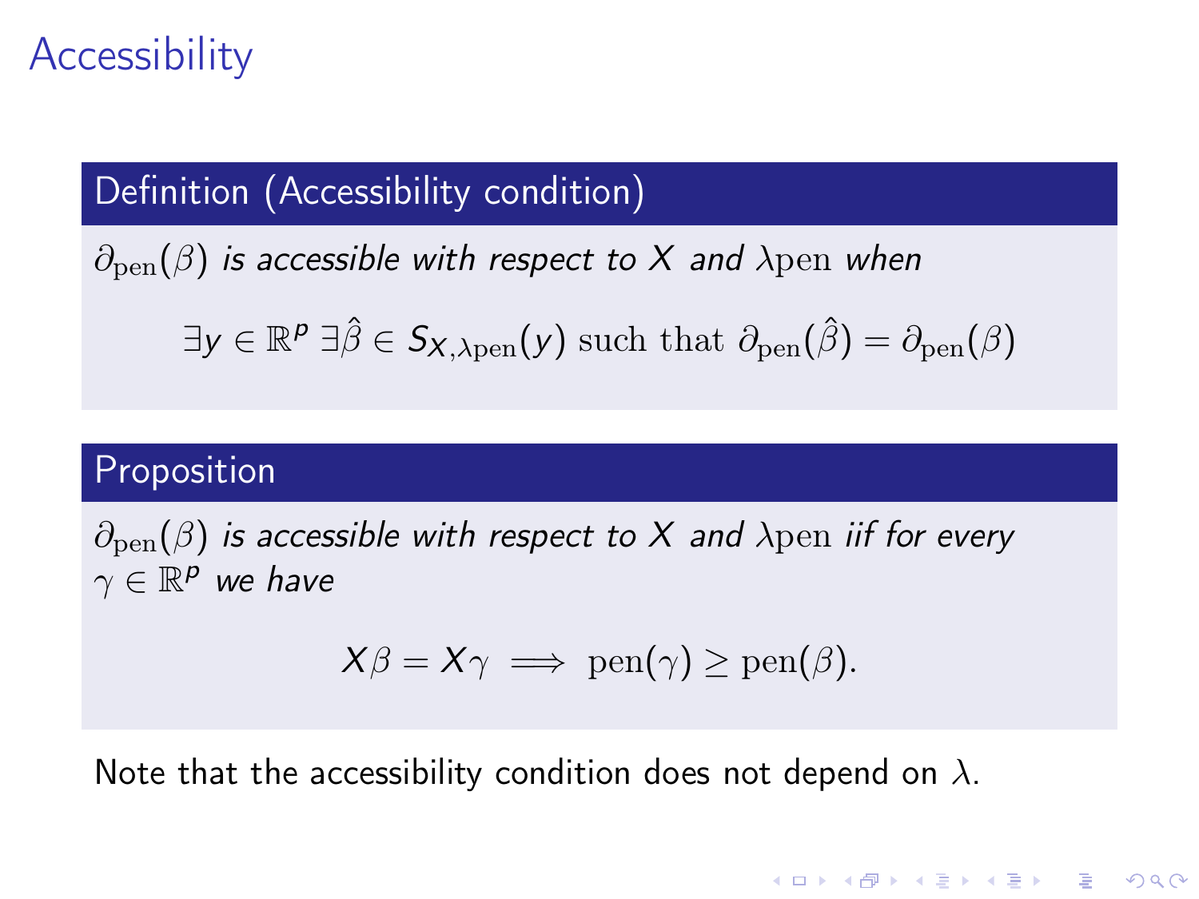# Accessibility

**Definition (Accessibility condition)**

*$\partial_{\text{pen}}(\beta)$ is accessible with respect to $X$ and $\lambda\text{pen}$ when*

$$\exists y \in \mathbb{R}^p \; \exists \hat{\beta} \in S_{X,\lambda\text{pen}}(y) \text{ such that } \partial_{\text{pen}}(\hat{\beta}) = \partial_{\text{pen}}(\beta)$$

**Proposition**

*$\partial_{\text{pen}}(\beta)$ is accessible with respect to $X$ and $\lambda\text{pen}$ iif for every $\gamma \in \mathbb{R}^p$ we have*

$$X\beta = X\gamma \implies \text{pen}(\gamma) \geq \text{pen}(\beta).$$

Note that the accessibility condition does not depend on $\lambda$.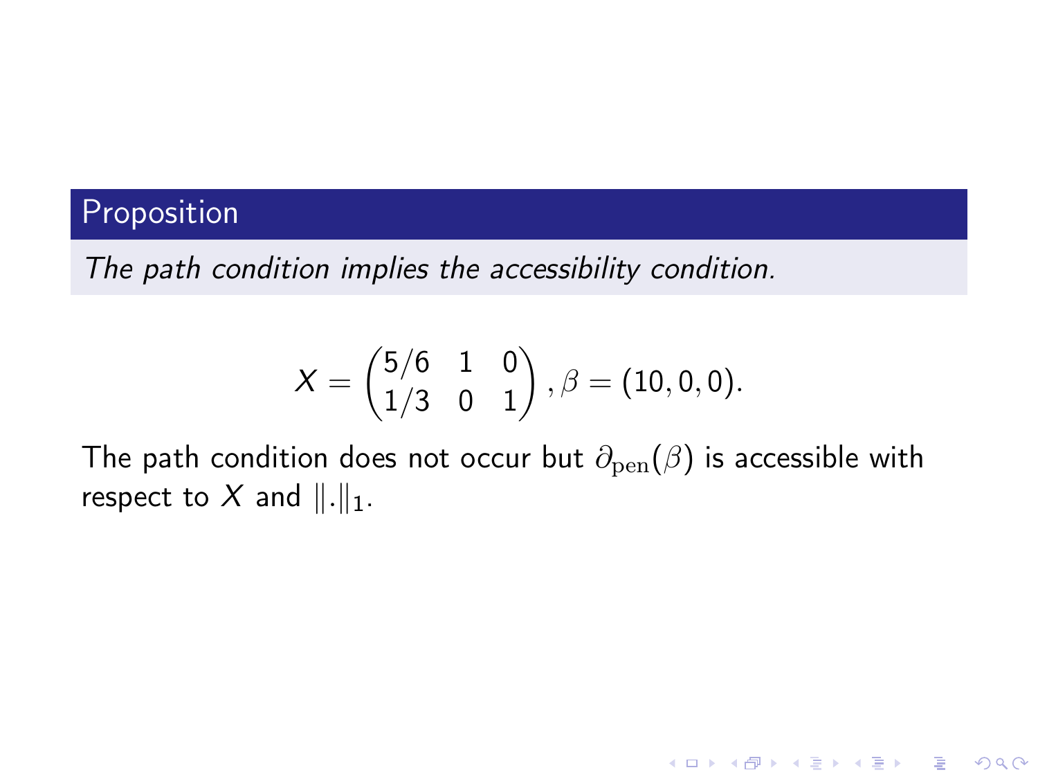**Proposition**

*The path condition implies the accessibility condition.*

$$X = \begin{pmatrix} 5/6 & 1 & 0 \\ 1/3 & 0 & 1 \end{pmatrix}, \beta = (10, 0, 0).$$

The path condition does not occur but $\partial_{\text{pen}}(\beta)$ is accessible with respect to $X$ and $\|.\|_1$.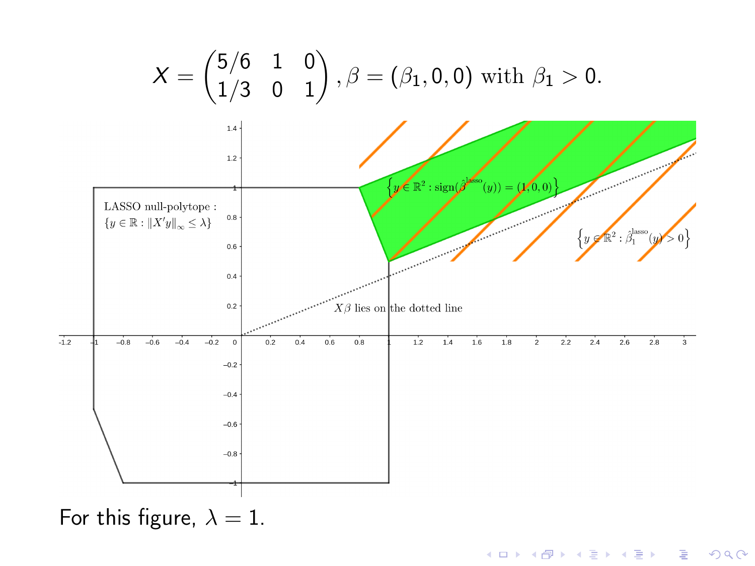$$X = \begin{pmatrix} 5/6 & 1 & 0 \\ 1/3 & 0 & 1 \end{pmatrix}, \beta = (\beta_1, 0, 0) \text{ with } \beta_1 > 0.$$

LASSO null-polytope : $\{y \in \mathbb{R} : \|X'y\|_\infty \leq \lambda\}$

$\left\{y \in \mathbb{R}^2 : \text{sign}(\hat{\beta}^{\text{lasso}}(y)) = (1, 0, 0)\right\}$

$\left\{y \in \mathbb{R}^2 : \hat{\beta}_1^{\text{lasso}}(y) > 0\right\}$

$X\beta$ lies on the dotted line

For this figure, $\lambda = 1$.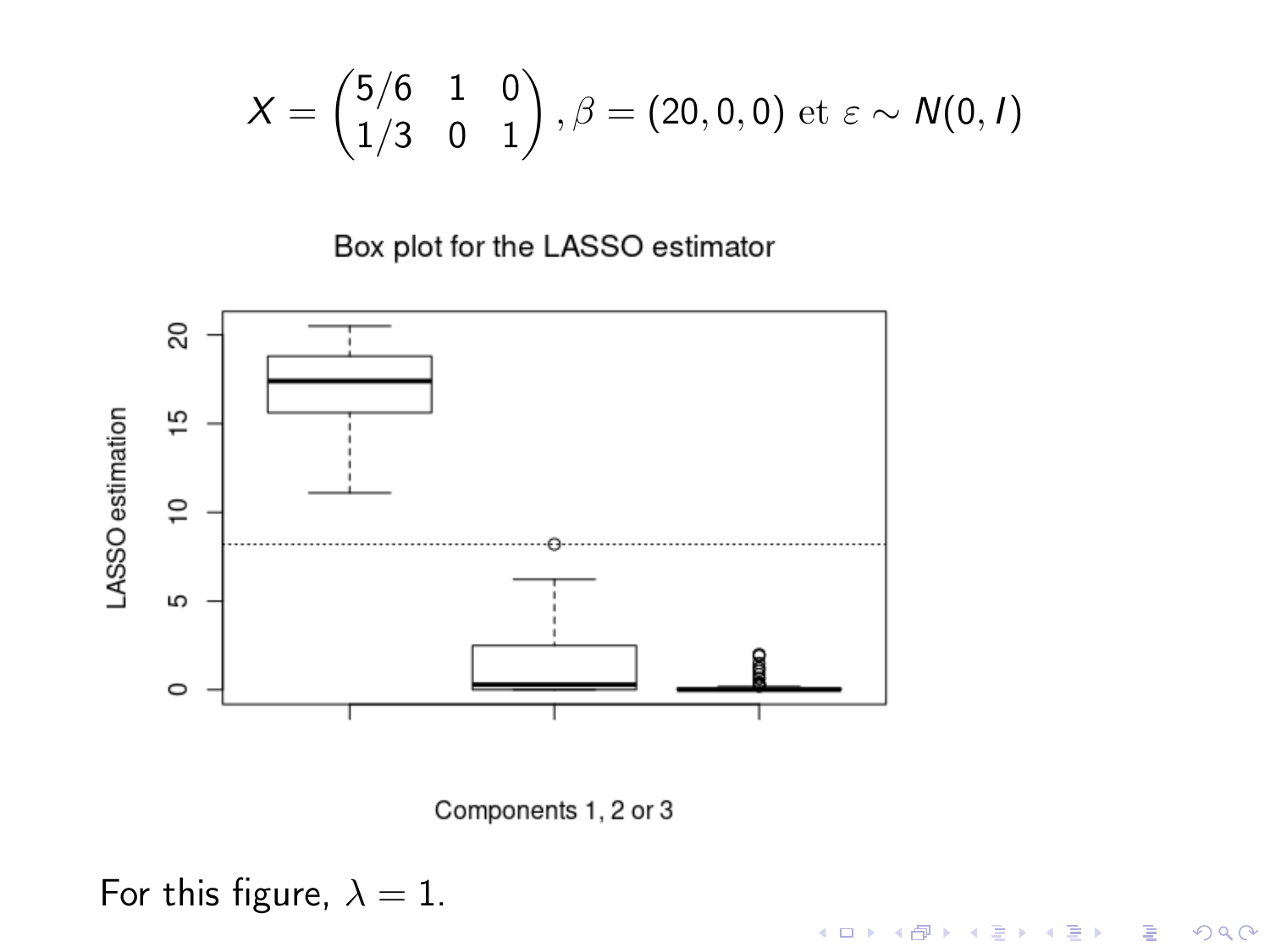$$X = \begin{pmatrix} 5/6 & 1 & 0 \\ 1/3 & 0 & 1 \end{pmatrix}, \beta = (20, 0, 0) \text{ et } \varepsilon \sim N(0, I)$$

Box plot for the LASSO estimator

For this figure, $\lambda = 1$.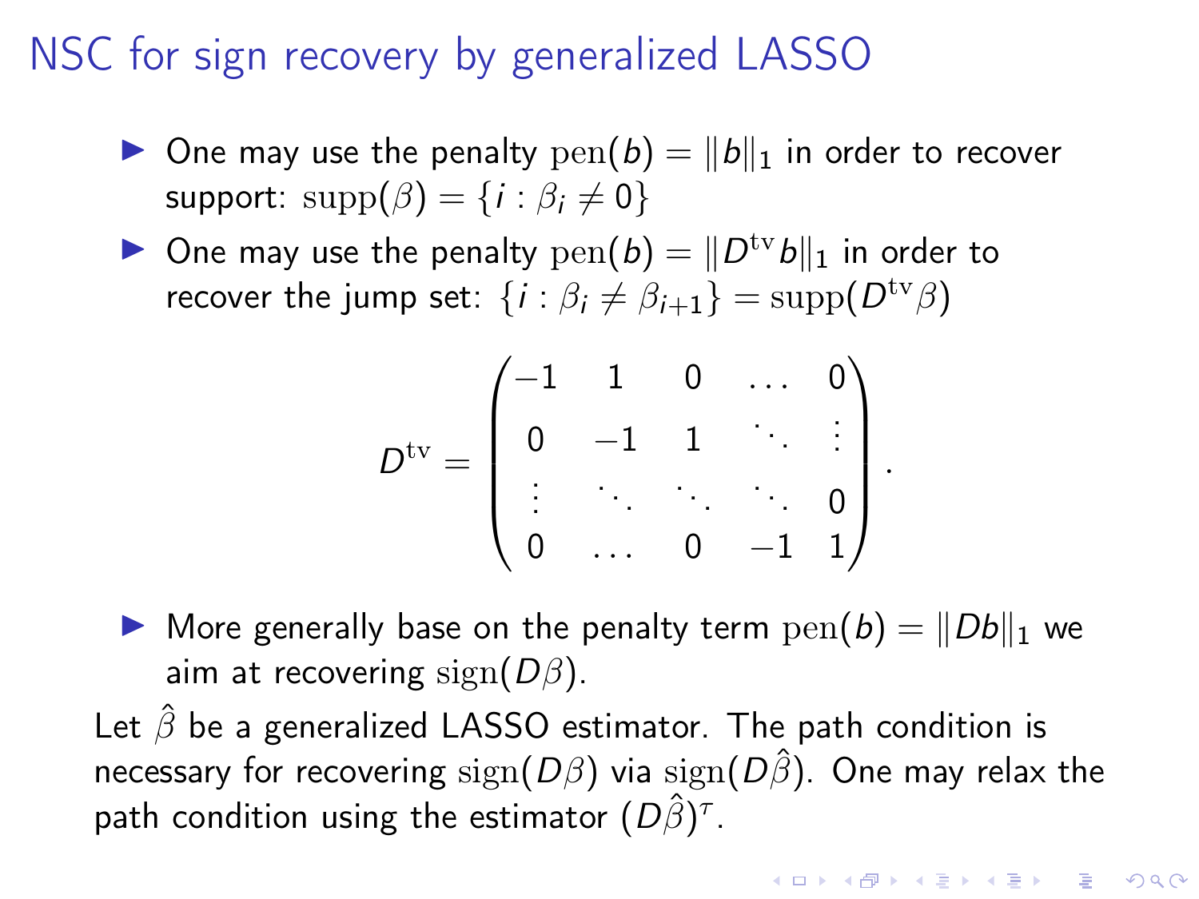# NSC for sign recovery by generalized LASSO

- One may use the penalty $\mathrm{pen}(b) = \|b\|_1$ in order to recover support: $\mathrm{supp}(\beta) = \{i : \beta_i \neq 0\}$
- One may use the penalty $\mathrm{pen}(b) = \|D^{\mathrm{tv}} b\|_1$ in order to recover the jump set: $\{i : \beta_i \neq \beta_{i+1}\} = \mathrm{supp}(D^{\mathrm{tv}}\beta)$

$$D^{\mathrm{tv}} = \begin{pmatrix} -1 & 1 & 0 & \dots & 0 \\ 0 & -1 & 1 & \ddots & \vdots \\ \vdots & \ddots & \ddots & \ddots & 0 \\ 0 & \dots & 0 & -1 & 1 \end{pmatrix}.$$

- More generally base on the penalty term $\mathrm{pen}(b) = \|Db\|_1$ we aim at recovering $\mathrm{sign}(D\beta)$.

Let $\hat{\beta}$ be a generalized LASSO estimator. The path condition is necessary for recovering $\mathrm{sign}(D\beta)$ via $\mathrm{sign}(D\hat{\beta})$. One may relax the path condition using the estimator $(D\hat{\beta})^{\tau}$.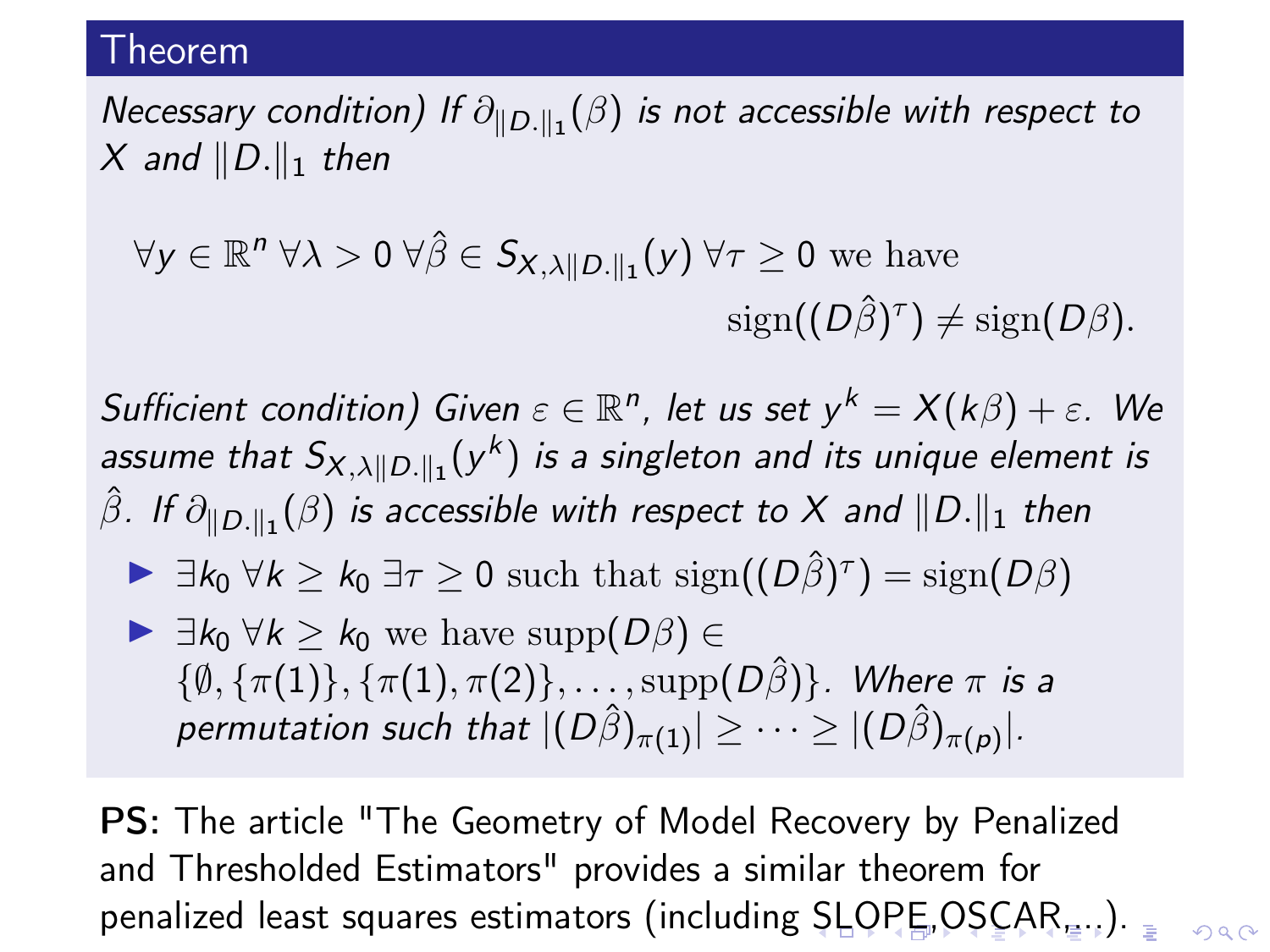## Theorem

*Necessary condition) If $\partial_{\|D.\|_1}(\beta)$ is not accessible with respect to $X$ and $\|D.\|_1$ then*

$$\forall y \in \mathbb{R}^n \; \forall \lambda > 0 \; \forall \hat{\beta} \in S_{X,\lambda\|D.\|_1}(y) \; \forall \tau \geq 0 \text{ we have } \operatorname{sign}((D\hat{\beta})^\tau) \neq \operatorname{sign}(D\beta).$$

*Sufficient condition) Given $\varepsilon \in \mathbb{R}^n$, let us set $y^k = X(k\beta) + \varepsilon$. We assume that $S_{X,\lambda\|D.\|_1}(y^k)$ is a singleton and its unique element is $\hat{\beta}$. If $\partial_{\|D.\|_1}(\beta)$ is accessible with respect to $X$ and $\|D.\|_1$ then*

- $\exists k_0 \; \forall k \geq k_0 \; \exists \tau \geq 0$ such that $\operatorname{sign}((D\hat{\beta})^\tau) = \operatorname{sign}(D\beta)$
- $\exists k_0 \; \forall k \geq k_0$ we have $\operatorname{supp}(D\beta) \in \{\emptyset, \{\pi(1)\}, \{\pi(1), \pi(2)\}, \ldots, \operatorname{supp}(D\hat{\beta})\}$. *Where $\pi$ is a permutation such that $|(D\hat{\beta})_{\pi(1)}| \geq \cdots \geq |(D\hat{\beta})_{\pi(p)}|$.*

**PS:** The article "The Geometry of Model Recovery by Penalized and Thresholded Estimators" provides a similar theorem for penalized least squares estimators (including SLOPE,OSCAR,...).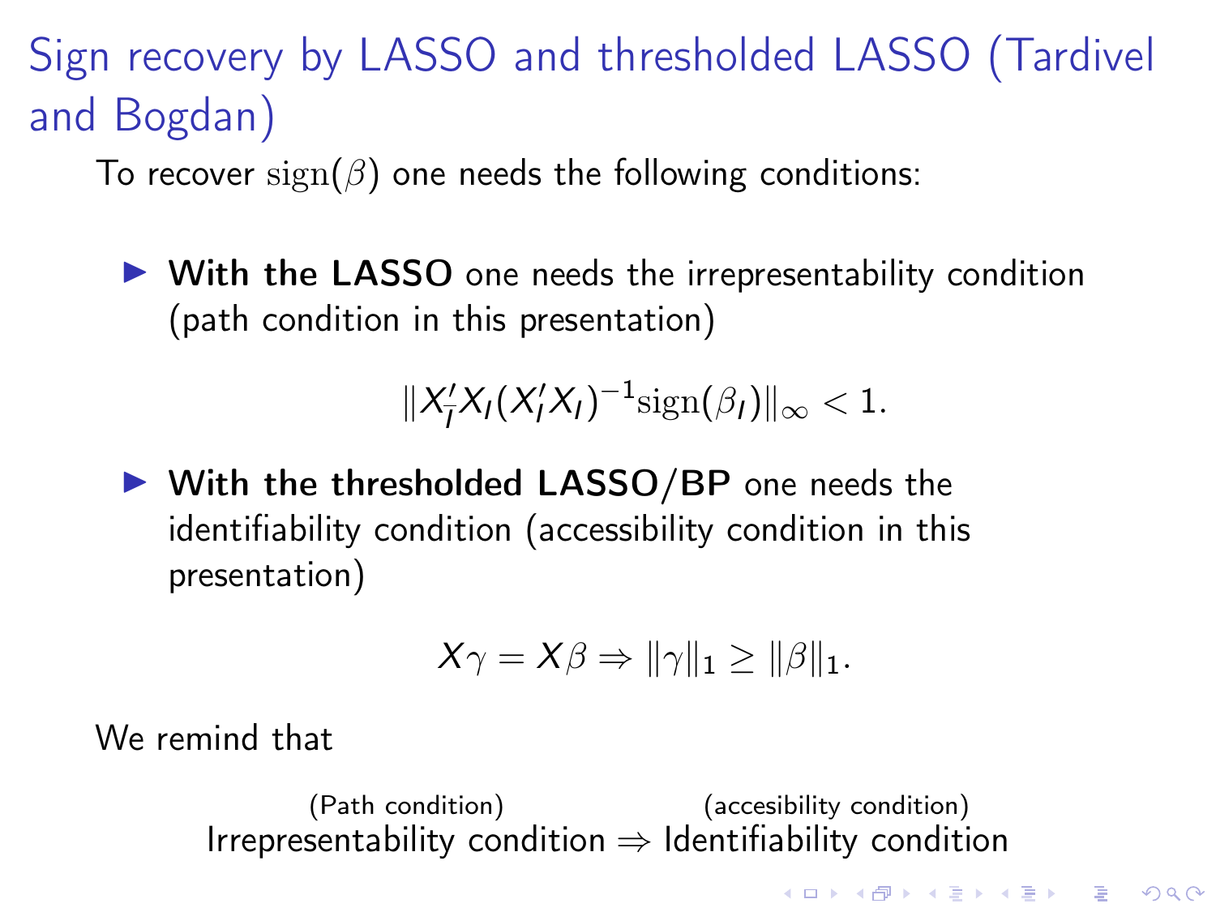# Sign recovery by LASSO and thresholded LASSO (Tardivel and Bogdan)

To recover $\text{sign}(\beta)$ one needs the following conditions:

- **With the LASSO** one needs the irrepresentability condition (path condition in this presentation)

$$\|X_{\bar{I}}' X_I (X_I' X_I)^{-1} \text{sign}(\beta_I)\|_\infty < 1.$$

- **With the thresholded LASSO/BP** one needs the identifiability condition (accessibility condition in this presentation)

$$X\gamma = X\beta \Rightarrow \|\gamma\|_1 \geq \|\beta\|_1.$$

We remind that

$$\overset{\text{(Path condition)}}{\text{Irrepresentability condition}} \Rightarrow \overset{\text{(accesibility condition)}}{\text{Identifiability condition}}$$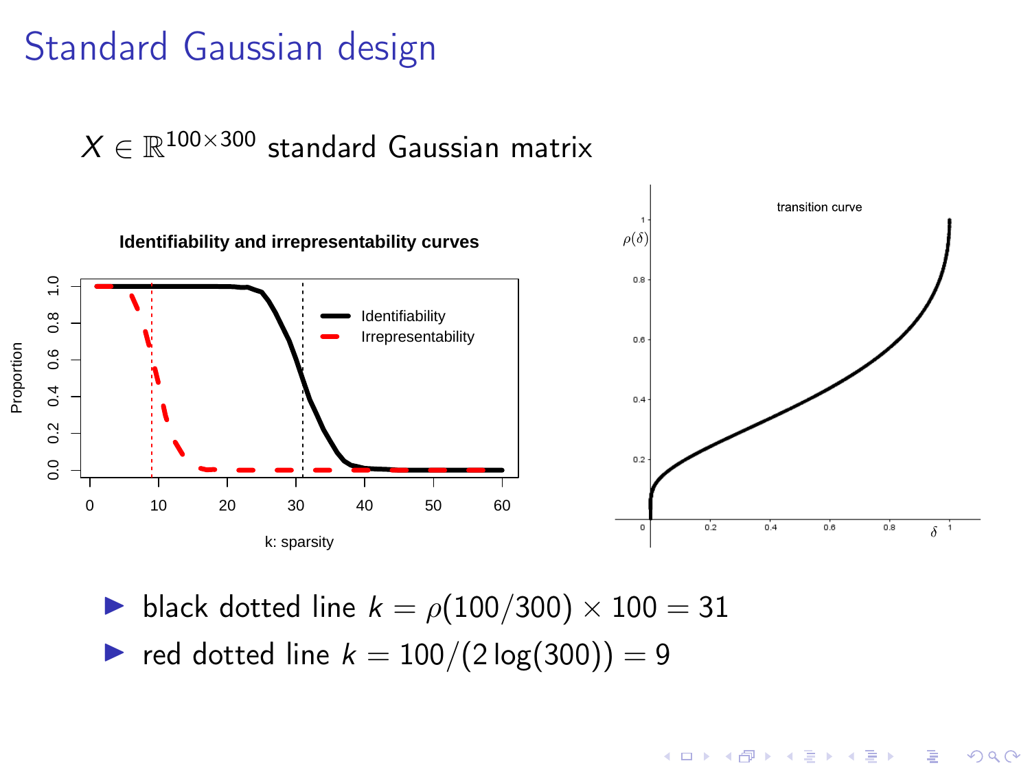# Standard Gaussian design

$X \in \mathbb{R}^{100 \times 300}$ standard Gaussian matrix

- black dotted line $k = \rho(100/300) \times 100 = 31$
- red dotted line $k = 100/(2\log(300)) = 9$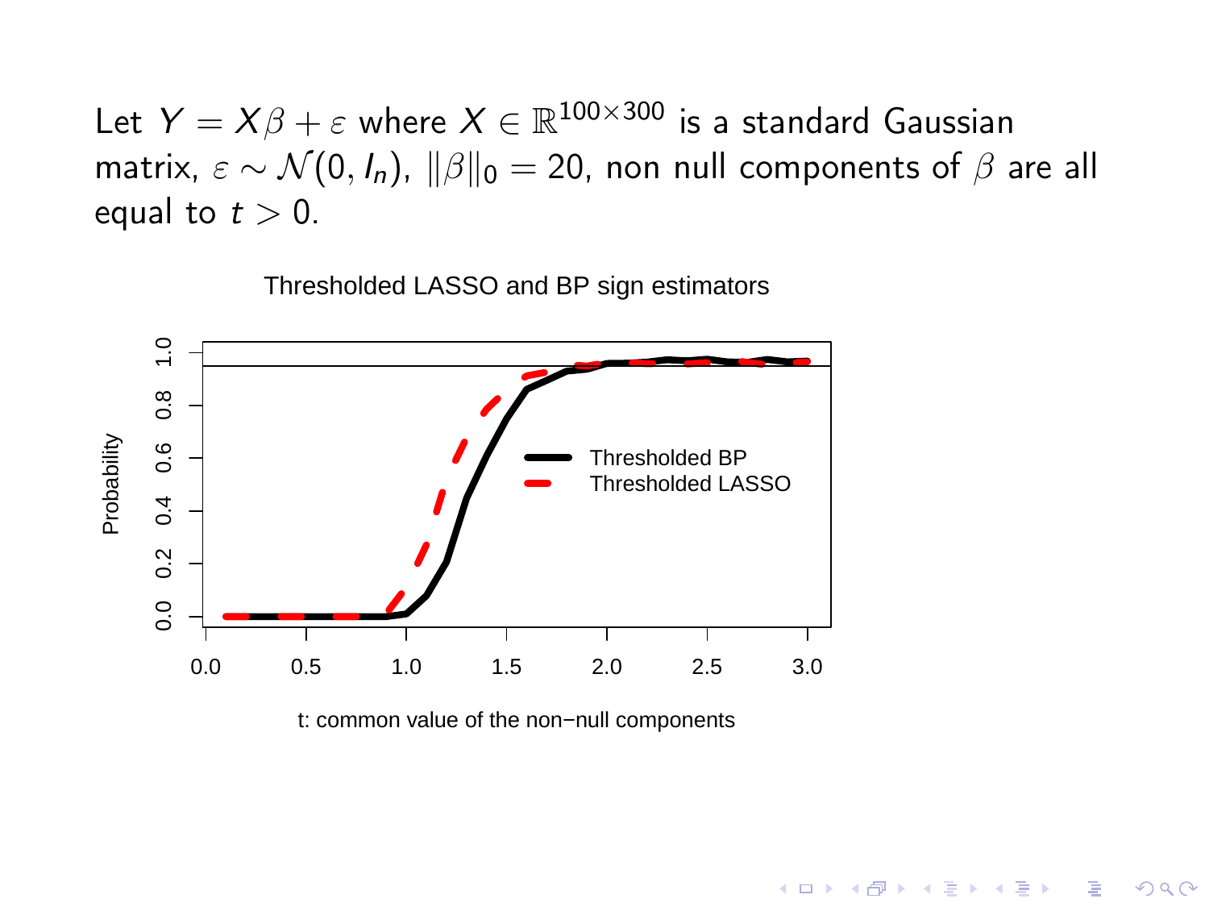Let $Y = X\beta + \varepsilon$ where $X \in \mathbb{R}^{100\times 300}$ is a standard Gaussian matrix, $\varepsilon \sim \mathcal{N}(0, I_n)$, $\|\beta\|_0 = 20$, non null components of $\beta$ are all equal to $t > 0$.

Thresholded LASSO and BP sign estimators

t: common value of the non−null components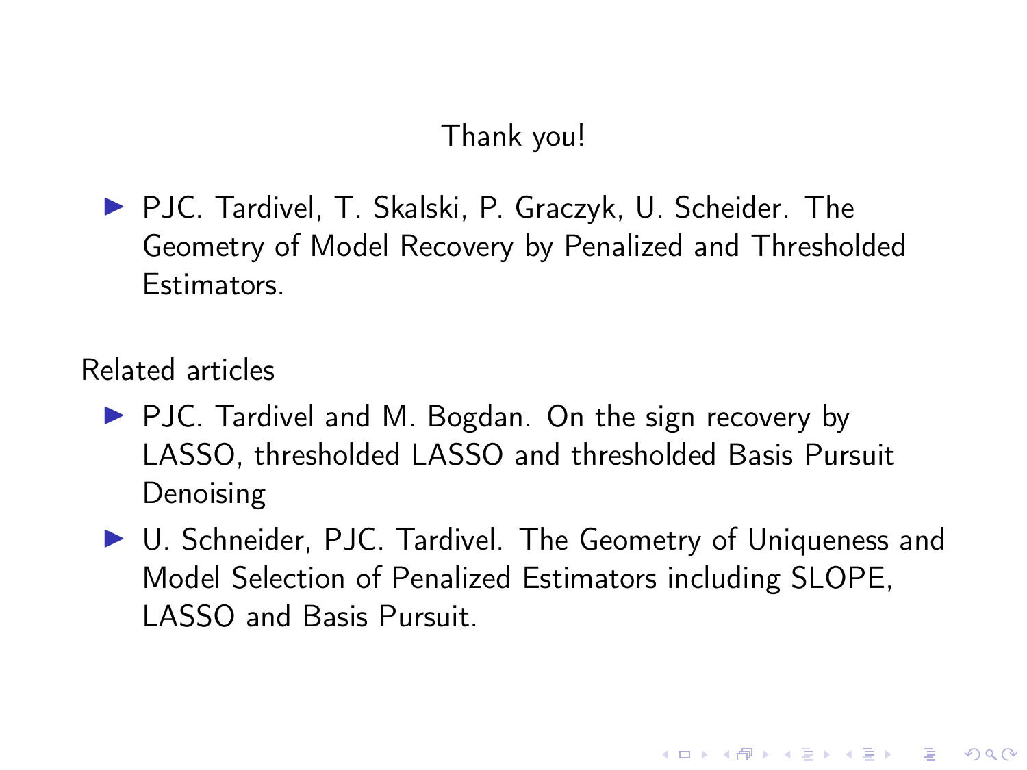Thank you!

- PJC. Tardivel, T. Skalski, P. Graczyk, U. Scheider. The Geometry of Model Recovery by Penalized and Thresholded Estimators.

Related articles

- PJC. Tardivel and M. Bogdan. On the sign recovery by LASSO, thresholded LASSO and thresholded Basis Pursuit Denoising
- U. Schneider, PJC. Tardivel. The Geometry of Uniqueness and Model Selection of Penalized Estimators including SLOPE, LASSO and Basis Pursuit.